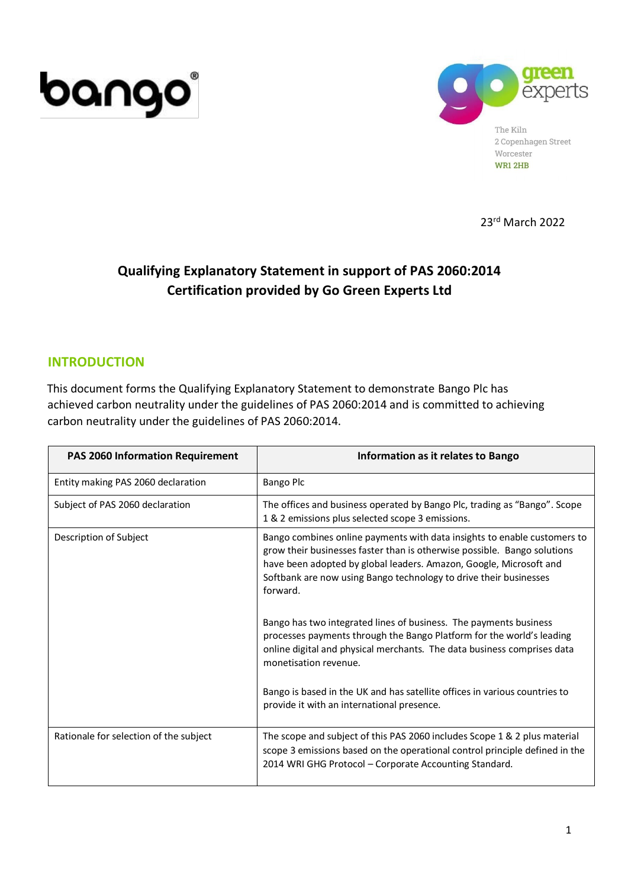bango

green experts

The Kiln
2 Copenhagen Street
Worcester
WR1 2HB

23rd March 2022

# Qualifying Explanatory Statement in support of PAS 2060:2014 Certification provided by Go Green Experts Ltd

## INTRODUCTION

This document forms the Qualifying Explanatory Statement to demonstrate Bango Plc has achieved carbon neutrality under the guidelines of PAS 2060:2014 and is committed to achieving carbon neutrality under the guidelines of PAS 2060:2014.

| PAS 2060 Information Requirement | Information as it relates to Bango |
|---|---|
| Entity making PAS 2060 declaration | Bango Plc |
| Subject of PAS 2060 declaration | The offices and business operated by Bango Plc, trading as "Bango". Scope 1 & 2 emissions plus selected scope 3 emissions. |
| Description of Subject | Bango combines online payments with data insights to enable customers to grow their businesses faster than is otherwise possible. Bango solutions have been adopted by global leaders. Amazon, Google, Microsoft and Softbank are now using Bango technology to drive their businesses forward.<br><br>Bango has two integrated lines of business. The payments business processes payments through the Bango Platform for the world's leading online digital and physical merchants. The data business comprises data monetisation revenue.<br><br>Bango is based in the UK and has satellite offices in various countries to provide it with an international presence. |
| Rationale for selection of the subject | The scope and subject of this PAS 2060 includes Scope 1 & 2 plus material scope 3 emissions based on the operational control principle defined in the 2014 WRI GHG Protocol – Corporate Accounting Standard. |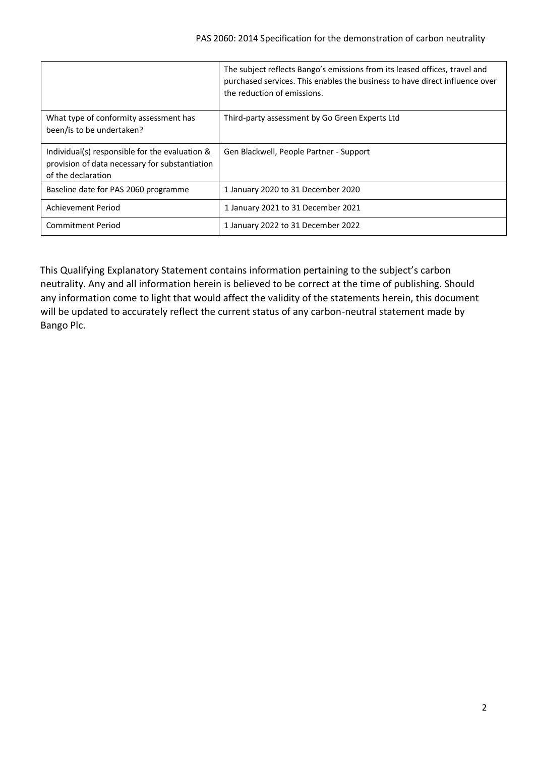| | |
|---|---|
| | The subject reflects Bango's emissions from its leased offices, travel and purchased services. This enables the business to have direct influence over the reduction of emissions. |
| What type of conformity assessment has been/is to be undertaken? | Third-party assessment by Go Green Experts Ltd |
| Individual(s) responsible for the evaluation & provision of data necessary for substantiation of the declaration | Gen Blackwell, People Partner - Support |
| Baseline date for PAS 2060 programme | 1 January 2020 to 31 December 2020 |
| Achievement Period | 1 January 2021 to 31 December 2021 |
| Commitment Period | 1 January 2022 to 31 December 2022 |

This Qualifying Explanatory Statement contains information pertaining to the subject's carbon neutrality. Any and all information herein is believed to be correct at the time of publishing. Should any information come to light that would affect the validity of the statements herein, this document will be updated to accurately reflect the current status of any carbon-neutral statement made by Bango Plc.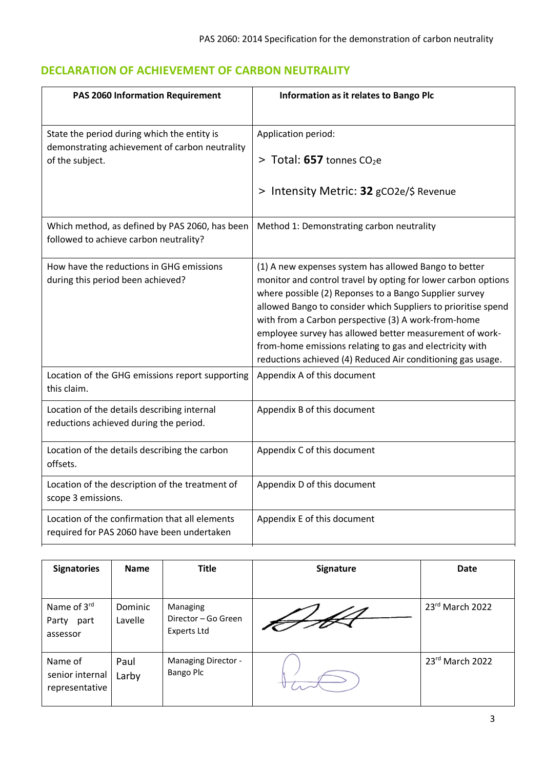## DECLARATION OF ACHIEVEMENT OF CARBON NEUTRALITY

| PAS 2060 Information Requirement | Information as it relates to Bango Plc |
|---|---|
| State the period during which the entity is demonstrating achievement of carbon neutrality of the subject. | Application period:<br><br>> Total: **657** tonnes $CO_2e$<br><br>> Intensity Metric: **32** gCO2e/$ Revenue |
| Which method, as defined by PAS 2060, has been followed to achieve carbon neutrality? | Method 1: Demonstrating carbon neutrality |
| How have the reductions in GHG emissions during this period been achieved? | (1) A new expenses system has allowed Bango to better monitor and control travel by opting for lower carbon options where possible (2) Reponses to a Bango Supplier survey allowed Bango to consider which Suppliers to prioritise spend with from a Carbon perspective (3) A work-from-home employee survey has allowed better measurement of work-from-home emissions relating to gas and electricity with reductions achieved (4) Reduced Air conditioning gas usage. |
| Location of the GHG emissions report supporting this claim. | Appendix A of this document |
| Location of the details describing internal reductions achieved during the period. | Appendix B of this document |
| Location of the details describing the carbon offsets. | Appendix C of this document |
| Location of the description of the treatment of scope 3 emissions. | Appendix D of this document |
| Location of the confirmation that all elements required for PAS 2060 have been undertaken | Appendix E of this document |

| Signatories | Name | Title | Signature | Date |
|---|---|---|---|---|
| Name of 3rd Party part assessor | Dominic Lavelle | Managing Director – Go Green Experts Ltd | [signature] | 23rd March 2022 |
| Name of senior internal representative | Paul Larby | Managing Director - Bango Plc | [signature] | 23rd March 2022 |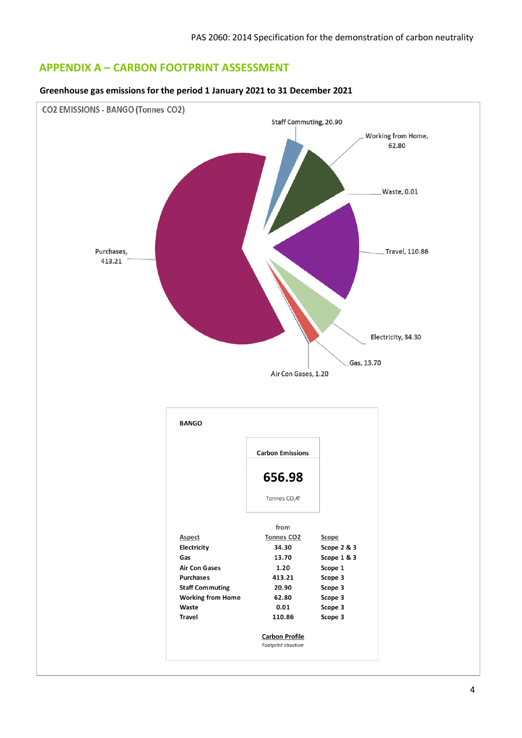## APPENDIX A – CARBON FOOTPRINT ASSESSMENT

**Greenhouse gas emissions for the period 1 January 2021 to 31 December 2021**

CO2 EMISSIONS - BANGO (Tonnes CO2)

Staff Commuting, 20.90
Working from Home, 62.80
Waste, 0.01
Travel, 110.86
Electricity, 34.30
Gas, 13.70
Air Con Gases, 1.20
Purchases, 413.21

**BANGO**

**Carbon Emissions**

**656.98**

Tonnes $CO_2e$

from

| Aspect | Tonnes CO2 | Scope |
|---|---|---|
| Electricity | 34.30 | Scope 2 & 3 |
| Gas | 13.70 | Scope 1 & 3 |
| Air Con Gases | 1.20 | Scope 1 |
| Purchases | 413.21 | Scope 3 |
| Staff Commuting | 20.90 | Scope 3 |
| Working from Home | 62.80 | Scope 3 |
| Waste | 0.01 | Scope 3 |
| Travel | 110.86 | Scope 3 |

**Carbon Profile**

*Footprint structure*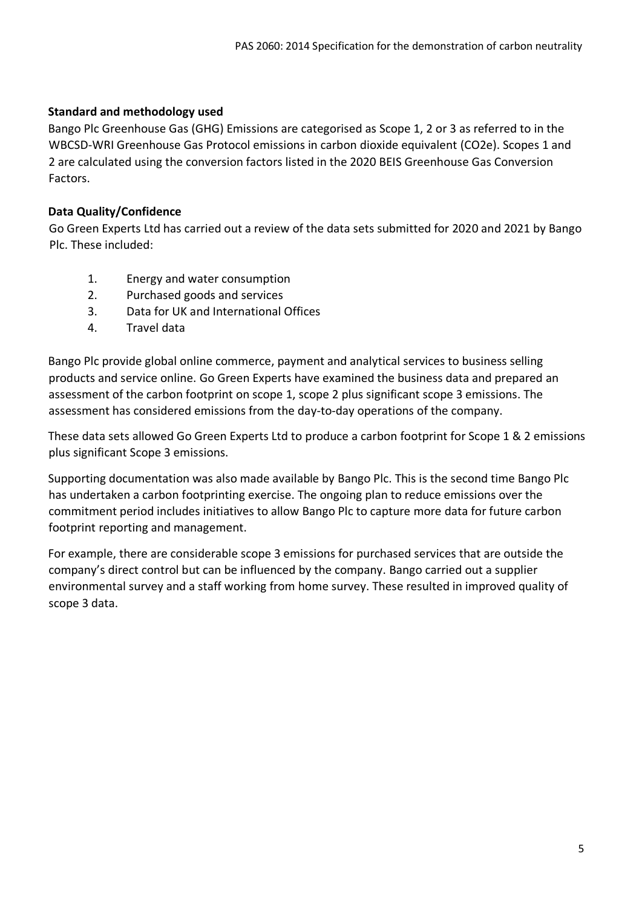### Standard and methodology used

Bango Plc Greenhouse Gas (GHG) Emissions are categorised as Scope 1, 2 or 3 as referred to in the WBCSD-WRI Greenhouse Gas Protocol emissions in carbon dioxide equivalent (CO2e). Scopes 1 and 2 are calculated using the conversion factors listed in the 2020 BEIS Greenhouse Gas Conversion Factors.

### Data Quality/Confidence

Go Green Experts Ltd has carried out a review of the data sets submitted for 2020 and 2021 by Bango Plc. These included:

1. Energy and water consumption
2. Purchased goods and services
3. Data for UK and International Offices
4. Travel data

Bango Plc provide global online commerce, payment and analytical services to business selling products and service online. Go Green Experts have examined the business data and prepared an assessment of the carbon footprint on scope 1, scope 2 plus significant scope 3 emissions. The assessment has considered emissions from the day-to-day operations of the company.

These data sets allowed Go Green Experts Ltd to produce a carbon footprint for Scope 1 & 2 emissions plus significant Scope 3 emissions.

Supporting documentation was also made available by Bango Plc. This is the second time Bango Plc has undertaken a carbon footprinting exercise. The ongoing plan to reduce emissions over the commitment period includes initiatives to allow Bango Plc to capture more data for future carbon footprint reporting and management.

For example, there are considerable scope 3 emissions for purchased services that are outside the company's direct control but can be influenced by the company. Bango carried out a supplier environmental survey and a staff working from home survey. These resulted in improved quality of scope 3 data.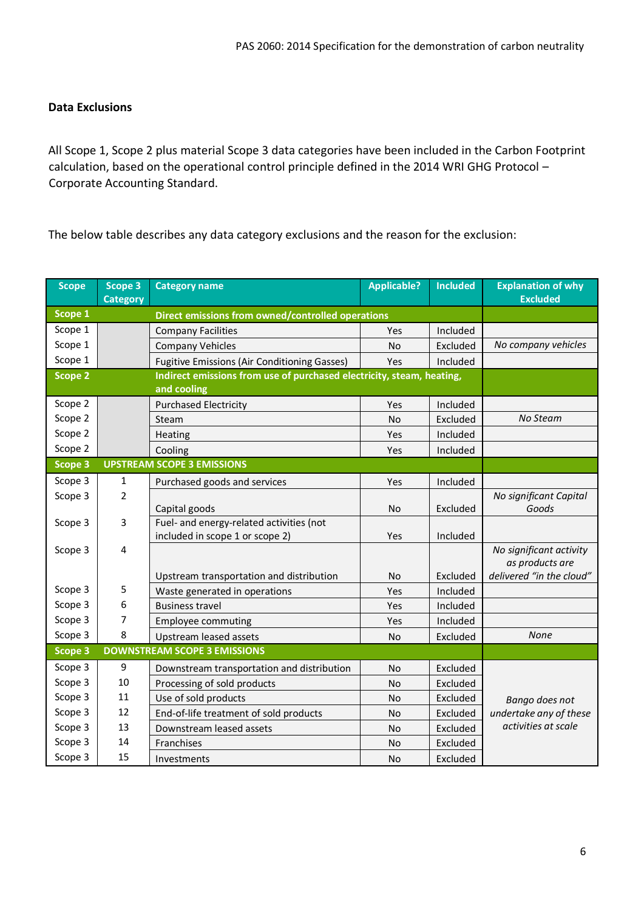### Data Exclusions

All Scope 1, Scope 2 plus material Scope 3 data categories have been included in the Carbon Footprint calculation, based on the operational control principle defined in the 2014 WRI GHG Protocol – Corporate Accounting Standard.

The below table describes any data category exclusions and the reason for the exclusion:

| Scope | Scope 3 Category | Category name | Applicable? | Included | Explanation of why Excluded |
|---|---|---|---|---|---|
| **Scope 1** | | **Direct emissions from owned/controlled operations** | | | |
| Scope 1 | | Company Facilities | Yes | Included | |
| Scope 1 | | Company Vehicles | No | Excluded | *No company vehicles* |
| Scope 1 | | Fugitive Emissions (Air Conditioning Gasses) | Yes | Included | |
| **Scope 2** | | **Indirect emissions from use of purchased electricity, steam, heating, and cooling** | | | |
| Scope 2 | | Purchased Electricity | Yes | Included | |
| Scope 2 | | Steam | No | Excluded | *No Steam* |
| Scope 2 | | Heating | Yes | Included | |
| Scope 2 | | Cooling | Yes | Included | |
| **Scope 3** | **UPSTREAM SCOPE 3 EMISSIONS** | | | | |
| Scope 3 | 1 | Purchased goods and services | Yes | Included | |
| Scope 3 | 2 | Capital goods | No | Excluded | *No significant Capital Goods* |
| Scope 3 | 3 | Fuel- and energy-related activities (not included in scope 1 or scope 2) | Yes | Included | |
| Scope 3 | 4 | Upstream transportation and distribution | No | Excluded | *No significant activity as products are delivered "in the cloud"* |
| Scope 3 | 5 | Waste generated in operations | Yes | Included | |
| Scope 3 | 6 | Business travel | Yes | Included | |
| Scope 3 | 7 | Employee commuting | Yes | Included | |
| Scope 3 | 8 | Upstream leased assets | No | Excluded | *None* |
| **Scope 3** | **DOWNSTREAM SCOPE 3 EMISSIONS** | | | | |
| Scope 3 | 9 | Downstream transportation and distribution | No | Excluded | *Bango does not undertake any of these activities at scale* |
| Scope 3 | 10 | Processing of sold products | No | Excluded | |
| Scope 3 | 11 | Use of sold products | No | Excluded | |
| Scope 3 | 12 | End-of-life treatment of sold products | No | Excluded | |
| Scope 3 | 13 | Downstream leased assets | No | Excluded | |
| Scope 3 | 14 | Franchises | No | Excluded | |
| Scope 3 | 15 | Investments | No | Excluded | |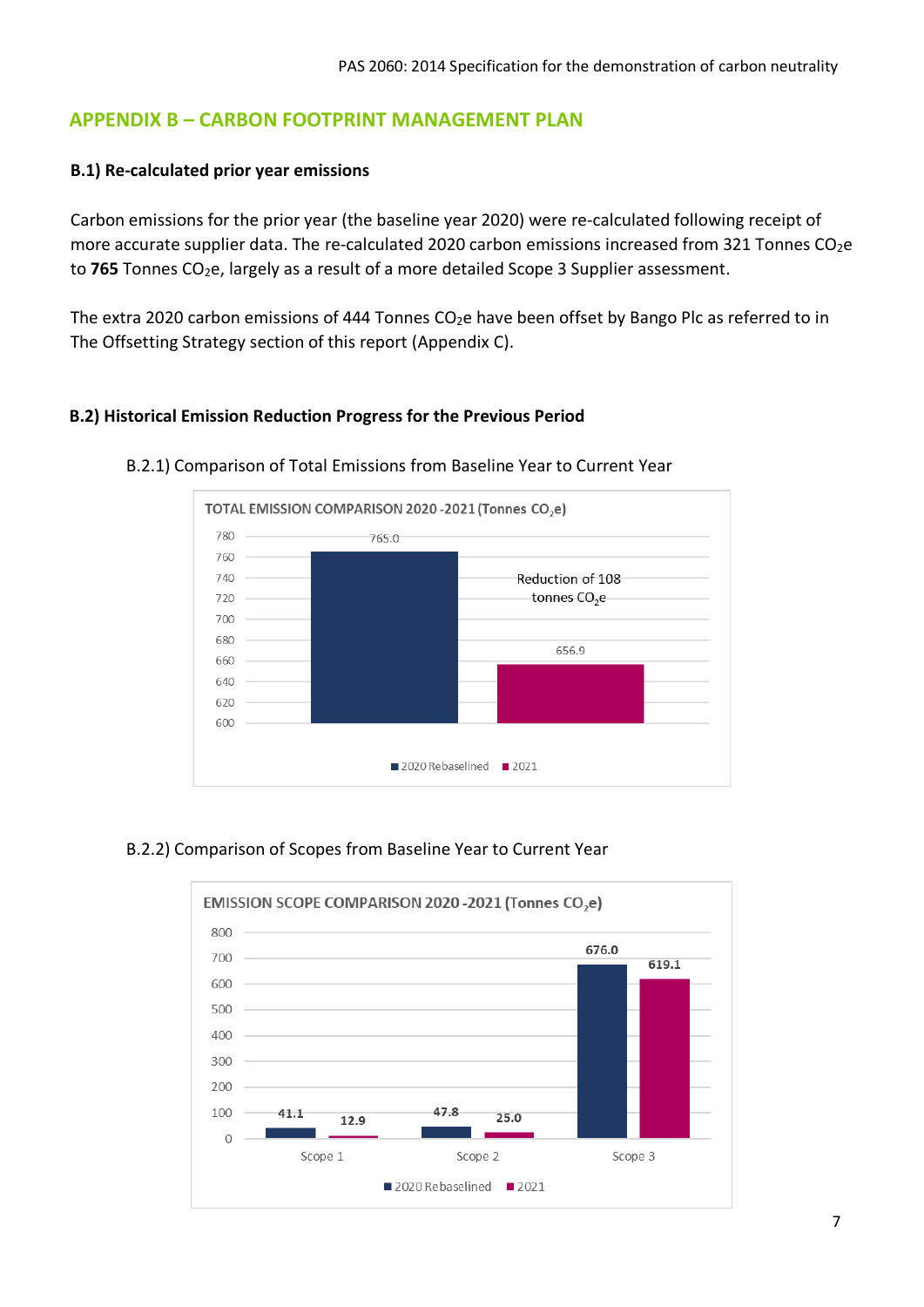## APPENDIX B – CARBON FOOTPRINT MANAGEMENT PLAN

### B.1) Re-calculated prior year emissions

Carbon emissions for the prior year (the baseline year 2020) were re-calculated following receipt of more accurate supplier data. The re-calculated 2020 carbon emissions increased from 321 Tonnes $CO_2e$ to **765** Tonnes $CO_2e$, largely as a result of a more detailed Scope 3 Supplier assessment.

The extra 2020 carbon emissions of 444 Tonnes $CO_2e$ have been offset by Bango Plc as referred to in The Offsetting Strategy section of this report (Appendix C).

### B.2) Historical Emission Reduction Progress for the Previous Period

B.2.1) Comparison of Total Emissions from Baseline Year to Current Year

TOTAL EMISSION COMPARISON 2020 -2021 (Tonnes $CO_2e$)

| | Tonnes $CO_2e$ |
|---|---|
| 2020 Rebaselined | 765.0 |
| 2021 | 656.9 |

Reduction of 108 tonnes $CO_2e$

B.2.2) Comparison of Scopes from Baseline Year to Current Year

EMISSION SCOPE COMPARISON 2020 -2021 (Tonnes $CO_2e$)

| | 2020 Rebaselined | 2021 |
|---|---|---|
| Scope 1 | 41.1 | 12.9 |
| Scope 2 | 47.8 | 25.0 |
| Scope 3 | 676.0 | 619.1 |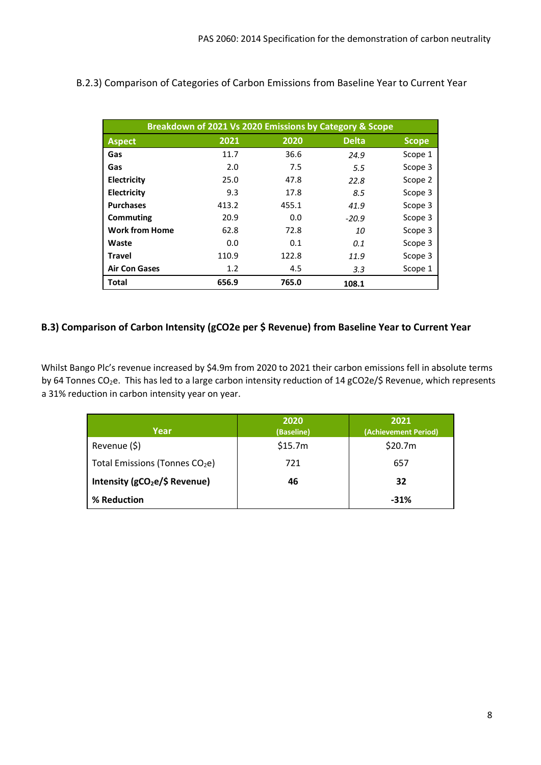B.2.3) Comparison of Categories of Carbon Emissions from Baseline Year to Current Year

| Breakdown of 2021 Vs 2020 Emissions by Category & Scope | | | | |
|---|---|---|---|---|
| **Aspect** | **2021** | **2020** | **Delta** | **Scope** |
| **Gas** | 11.7 | 36.6 | *24.9* | Scope 1 |
| **Gas** | 2.0 | 7.5 | *5.5* | Scope 3 |
| **Electricity** | 25.0 | 47.8 | *22.8* | Scope 2 |
| **Electricity** | 9.3 | 17.8 | *8.5* | Scope 3 |
| **Purchases** | 413.2 | 455.1 | *41.9* | Scope 3 |
| **Commuting** | 20.9 | 0.0 | *-20.9* | Scope 3 |
| **Work from Home** | 62.8 | 72.8 | *10* | Scope 3 |
| **Waste** | 0.0 | 0.1 | *0.1* | Scope 3 |
| **Travel** | 110.9 | 122.8 | *11.9* | Scope 3 |
| **Air Con Gases** | 1.2 | 4.5 | *3.3* | Scope 1 |
| **Total** | **656.9** | **765.0** | **108.1** | |

## B.3) Comparison of Carbon Intensity (gCO2e per $ Revenue) from Baseline Year to Current Year

Whilst Bango Plc's revenue increased by $4.9m from 2020 to 2021 their carbon emissions fell in absolute terms by 64 Tonnes $CO_2$e. This has led to a large carbon intensity reduction of 14 gCO2e/$ Revenue, which represents a 31% reduction in carbon intensity year on year.

| Year | 2020 (Baseline) | 2021 (Achievement Period) |
|---|---|---|
| Revenue ($) | $15.7m | $20.7m |
| Total Emissions (Tonnes $CO_2$e) | 721 | 657 |
| **Intensity (g$CO_2$e/$ Revenue)** | **46** | **32** |
| **% Reduction** | | **-31%** |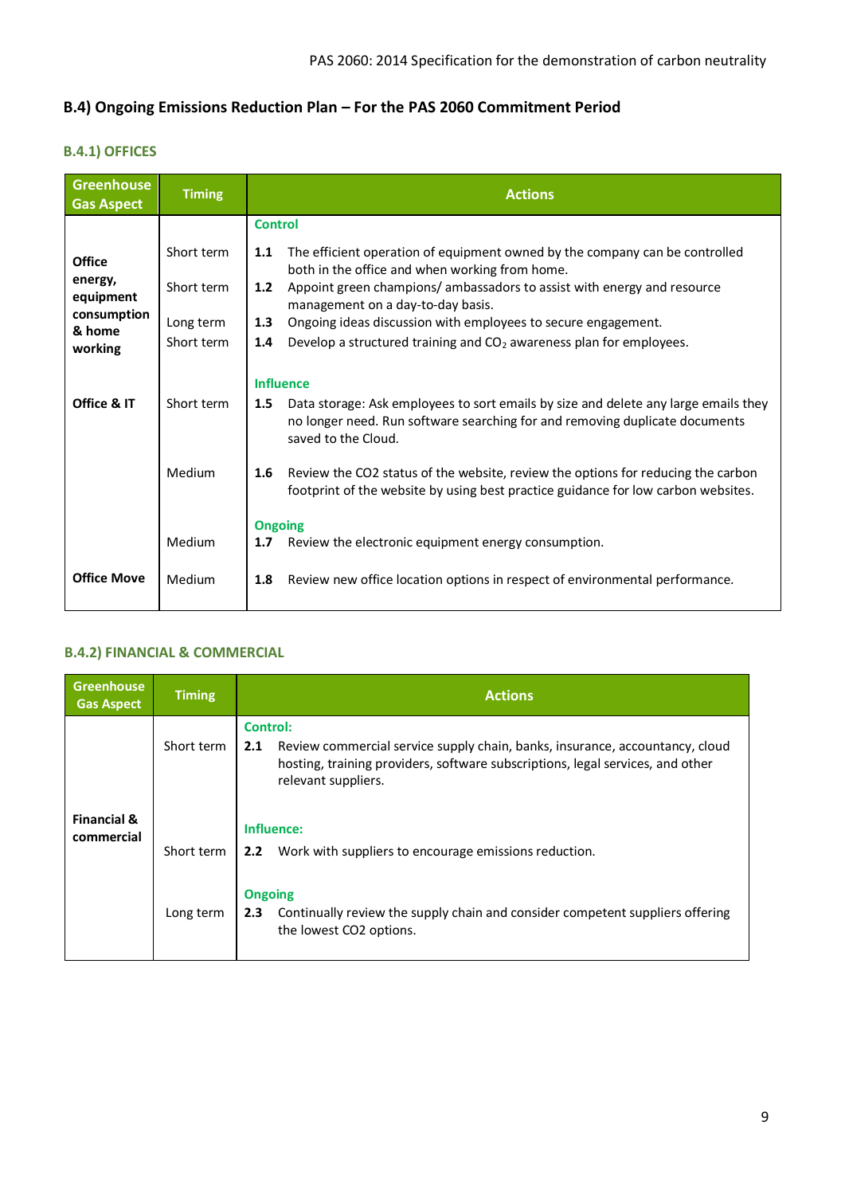## B.4) Ongoing Emissions Reduction Plan – For the PAS 2060 Commitment Period

### B.4.1) OFFICES

| Greenhouse Gas Aspect | Timing | Actions |
|---|---|---|
| | | **Control** |
| Office energy, equipment consumption & home working | Short term | **1.1** The efficient operation of equipment owned by the company can be controlled both in the office and when working from home. |
| | Short term | **1.2** Appoint green champions/ ambassadors to assist with energy and resource management on a day-to-day basis. |
| | Long term | **1.3** Ongoing ideas discussion with employees to secure engagement. |
| | Short term | **1.4** Develop a structured training and $CO_2$ awareness plan for employees. |
| | | **Influence** |
| Office & IT | Short term | **1.5** Data storage: Ask employees to sort emails by size and delete any large emails they no longer need. Run software searching for and removing duplicate documents saved to the Cloud. |
| | Medium | **1.6** Review the CO2 status of the website, review the options for reducing the carbon footprint of the website by using best practice guidance for low carbon websites. |
| | | **Ongoing** |
| | Medium | **1.7** Review the electronic equipment energy consumption. |
| Office Move | Medium | **1.8** Review new office location options in respect of environmental performance. |

### B.4.2) FINANCIAL & COMMERCIAL

| Greenhouse Gas Aspect | Timing | Actions |
|---|---|---|
| | | **Control:** |
| Financial & commercial | Short term | **2.1** Review commercial service supply chain, banks, insurance, accountancy, cloud hosting, training providers, software subscriptions, legal services, and other relevant suppliers. |
| | | **Influence:** |
| | Short term | **2.2** Work with suppliers to encourage emissions reduction. |
| | | **Ongoing** |
| | Long term | **2.3** Continually review the supply chain and consider competent suppliers offering the lowest CO2 options. |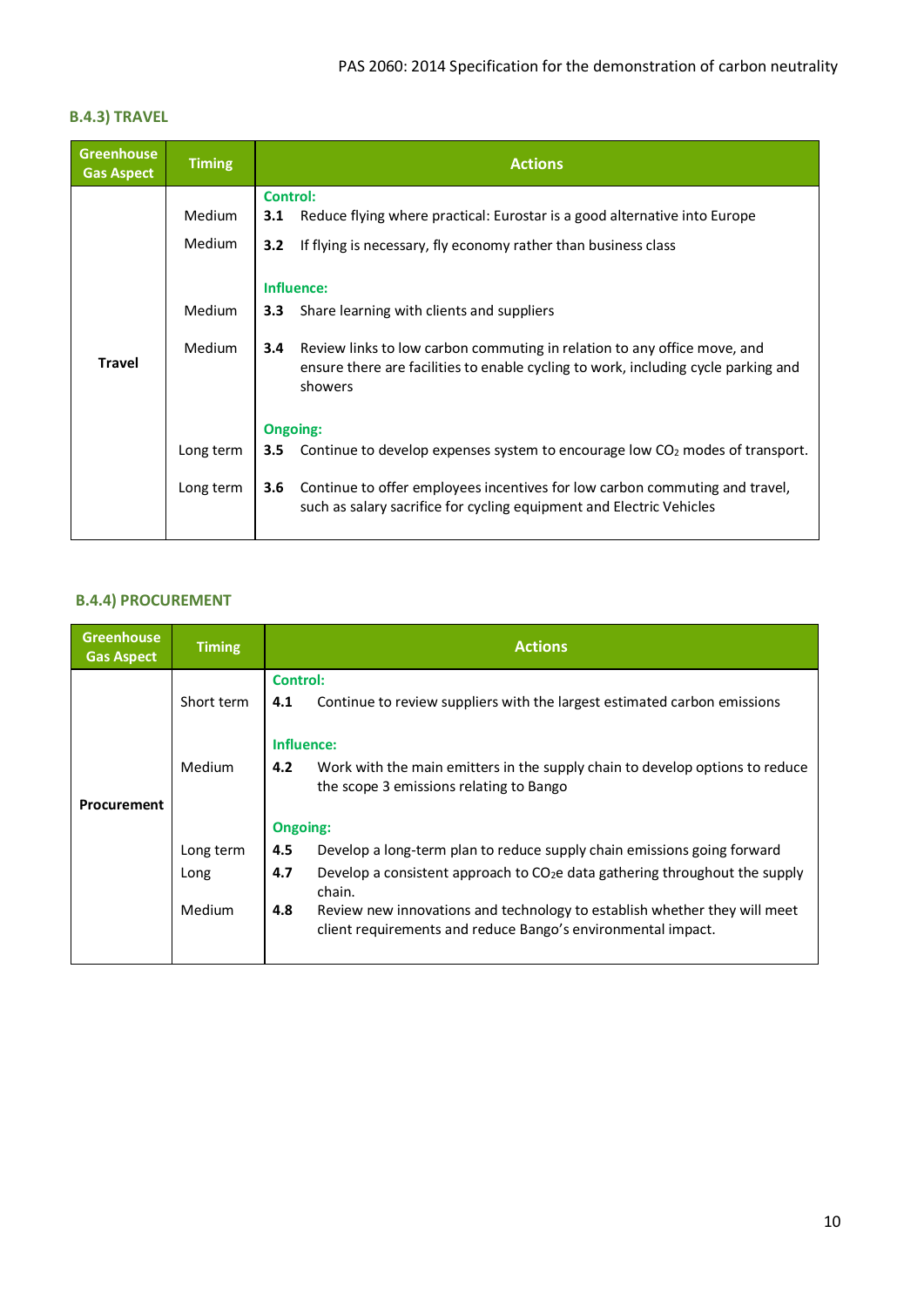### B.4.3) TRAVEL

| Greenhouse Gas Aspect | Timing | Actions |
|---|---|---|
| Travel | | **Control:** |
| | Medium | **3.1** Reduce flying where practical: Eurostar is a good alternative into Europe |
| | Medium | **3.2** If flying is necessary, fly economy rather than business class |
| | | **Influence:** |
| | Medium | **3.3** Share learning with clients and suppliers |
| | Medium | **3.4** Review links to low carbon commuting in relation to any office move, and ensure there are facilities to enable cycling to work, including cycle parking and showers |
| | | **Ongoing:** |
| | Long term | **3.5** Continue to develop expenses system to encourage low $CO_2$ modes of transport. |
| | Long term | **3.6** Continue to offer employees incentives for low carbon commuting and travel, such as salary sacrifice for cycling equipment and Electric Vehicles |

### B.4.4) PROCUREMENT

| Greenhouse Gas Aspect | Timing | Actions |
|---|---|---|
| Procurement | | **Control:** |
| | Short term | **4.1** Continue to review suppliers with the largest estimated carbon emissions |
| | | **Influence:** |
| | Medium | **4.2** Work with the main emitters in the supply chain to develop options to reduce the scope 3 emissions relating to Bango |
| | | **Ongoing:** |
| | Long term | **4.5** Develop a long-term plan to reduce supply chain emissions going forward |
| | Long | **4.7** Develop a consistent approach to $CO_2e$ data gathering throughout the supply chain. |
| | Medium | **4.8** Review new innovations and technology to establish whether they will meet client requirements and reduce Bango's environmental impact. |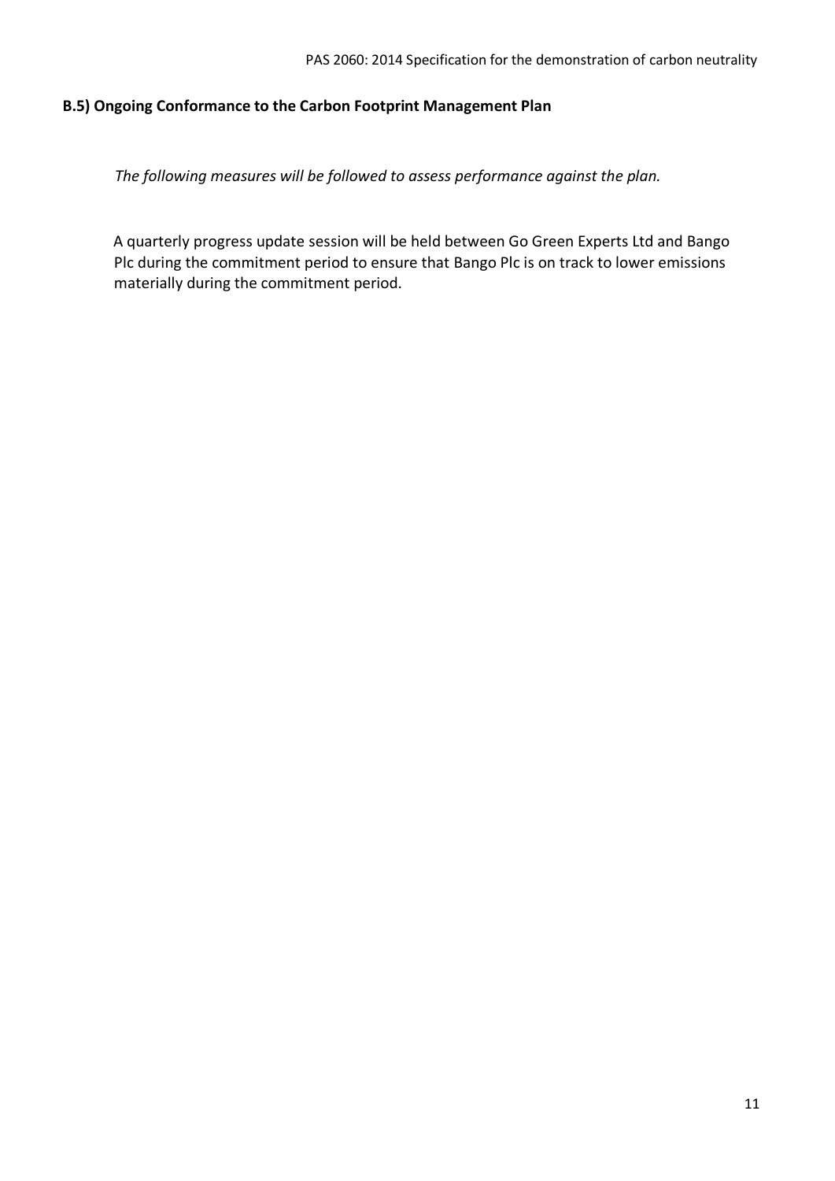### B.5) Ongoing Conformance to the Carbon Footprint Management Plan

*The following measures will be followed to assess performance against the plan.*

A quarterly progress update session will be held between Go Green Experts Ltd and Bango Plc during the commitment period to ensure that Bango Plc is on track to lower emissions materially during the commitment period.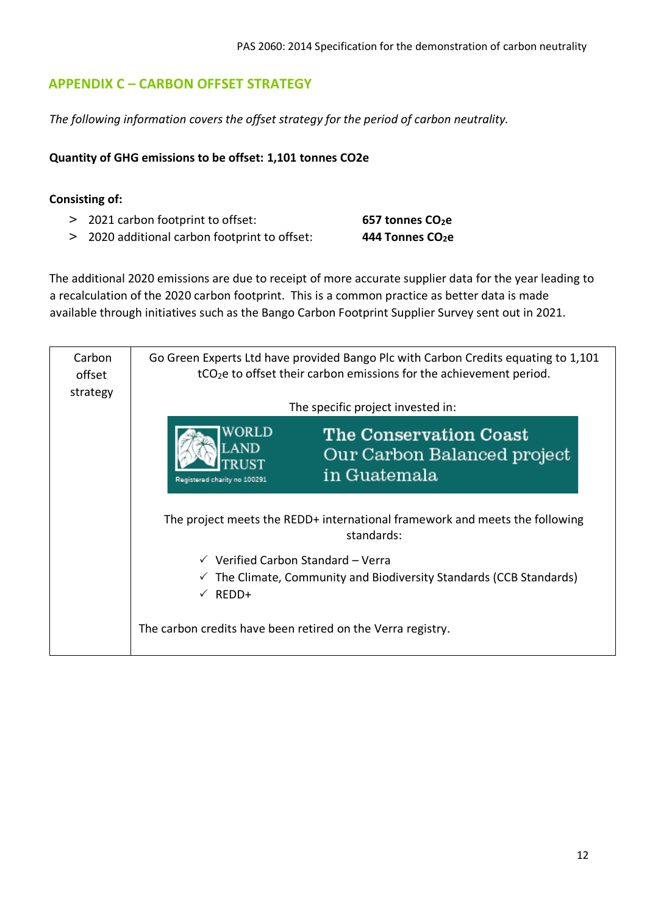## APPENDIX C – CARBON OFFSET STRATEGY

*The following information covers the offset strategy for the period of carbon neutrality.*

**Quantity of GHG emissions to be offset: 1,101 tonnes CO2e**

**Consisting of:**

- 2021 carbon footprint to offset: **657 tonnes $CO_2e$**
- 2020 additional carbon footprint to offset: **444 Tonnes $CO_2e$**

The additional 2020 emissions are due to receipt of more accurate supplier data for the year leading to a recalculation of the 2020 carbon footprint. This is a common practice as better data is made available through initiatives such as the Bango Carbon Footprint Supplier Survey sent out in 2021.

| Carbon offset strategy | Go Green Experts Ltd have provided Bango Plc with Carbon Credits equating to 1,101 $tCO_2e$ to offset their carbon emissions for the achievement period.<br><br>The specific project invested in:<br><br>WORLD LAND TRUST Registered charity no 100291 — The Conservation Coast Our Carbon Balanced project in Guatemala<br><br>The project meets the REDD+ international framework and meets the following standards:<br><br>✓ Verified Carbon Standard – Verra<br>✓ The Climate, Community and Biodiversity Standards (CCB Standards)<br>✓ REDD+<br><br>The carbon credits have been retired on the Verra registry. |
|---|---|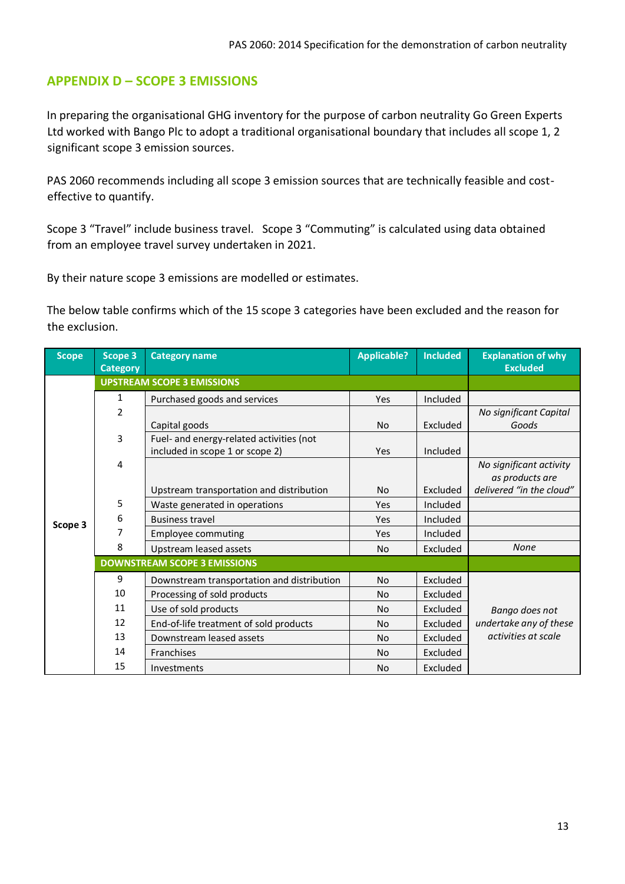## APPENDIX D – SCOPE 3 EMISSIONS

In preparing the organisational GHG inventory for the purpose of carbon neutrality Go Green Experts Ltd worked with Bango Plc to adopt a traditional organisational boundary that includes all scope 1, 2 significant scope 3 emission sources.

PAS 2060 recommends including all scope 3 emission sources that are technically feasible and cost-effective to quantify.

Scope 3 "Travel" include business travel. Scope 3 "Commuting" is calculated using data obtained from an employee travel survey undertaken in 2021.

By their nature scope 3 emissions are modelled or estimates.

The below table confirms which of the 15 scope 3 categories have been excluded and the reason for the exclusion.

| Scope | Scope 3 Category | Category name | Applicable? | Included | Explanation of why Excluded |
|---|---|---|---|---|---|
| | **UPSTREAM SCOPE 3 EMISSIONS** | | | | |
| Scope 3 | 1 | Purchased goods and services | Yes | Included | |
| | 2 | Capital goods | No | Excluded | *No significant Capital Goods* |
| | 3 | Fuel- and energy-related activities (not included in scope 1 or scope 2) | Yes | Included | |
| | 4 | Upstream transportation and distribution | No | Excluded | *No significant activity as products are delivered "in the cloud"* |
| | 5 | Waste generated in operations | Yes | Included | |
| | 6 | Business travel | Yes | Included | |
| | 7 | Employee commuting | Yes | Included | |
| | 8 | Upstream leased assets | No | Excluded | *None* |
| | **DOWNSTREAM SCOPE 3 EMISSIONS** | | | | |
| | 9 | Downstream transportation and distribution | No | Excluded | *Bango does not undertake any of these activities at scale* |
| | 10 | Processing of sold products | No | Excluded | |
| | 11 | Use of sold products | No | Excluded | |
| | 12 | End-of-life treatment of sold products | No | Excluded | |
| | 13 | Downstream leased assets | No | Excluded | |
| | 14 | Franchises | No | Excluded | |
| | 15 | Investments | No | Excluded | |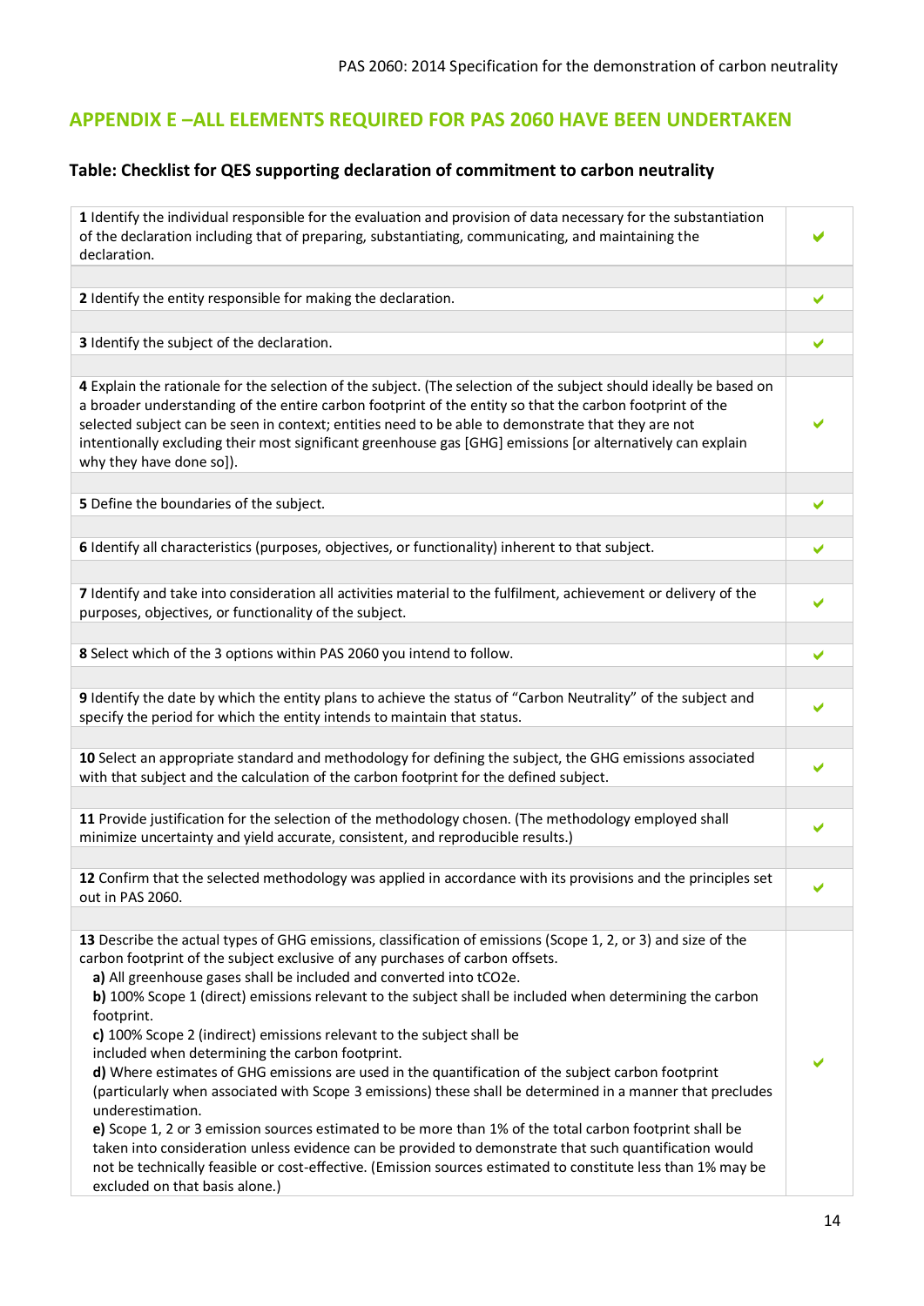## APPENDIX E –ALL ELEMENTS REQUIRED FOR PAS 2060 HAVE BEEN UNDERTAKEN

### Table: Checklist for QES supporting declaration of commitment to carbon neutrality

| | |
|---|---|
| **1** Identify the individual responsible for the evaluation and provision of data necessary for the substantiation of the declaration including that of preparing, substantiating, communicating, and maintaining the declaration. | ✔ |
| | |
| **2** Identify the entity responsible for making the declaration. | ✔ |
| | |
| **3** Identify the subject of the declaration. | ✔ |
| | |
| **4** Explain the rationale for the selection of the subject. (The selection of the subject should ideally be based on a broader understanding of the entire carbon footprint of the entity so that the carbon footprint of the selected subject can be seen in context; entities need to be able to demonstrate that they are not intentionally excluding their most significant greenhouse gas [GHG] emissions [or alternatively can explain why they have done so]). | ✔ |
| | |
| **5** Define the boundaries of the subject. | ✔ |
| | |
| **6** Identify all characteristics (purposes, objectives, or functionality) inherent to that subject. | ✔ |
| | |
| **7** Identify and take into consideration all activities material to the fulfilment, achievement or delivery of the purposes, objectives, or functionality of the subject. | ✔ |
| | |
| **8** Select which of the 3 options within PAS 2060 you intend to follow. | ✔ |
| | |
| **9** Identify the date by which the entity plans to achieve the status of "Carbon Neutrality" of the subject and specify the period for which the entity intends to maintain that status. | ✔ |
| | |
| **10** Select an appropriate standard and methodology for defining the subject, the GHG emissions associated with that subject and the calculation of the carbon footprint for the defined subject. | ✔ |
| | |
| **11** Provide justification for the selection of the methodology chosen. (The methodology employed shall minimize uncertainty and yield accurate, consistent, and reproducible results.) | ✔ |
| | |
| **12** Confirm that the selected methodology was applied in accordance with its provisions and the principles set out in PAS 2060. | ✔ |
| | |
| **13** Describe the actual types of GHG emissions, classification of emissions (Scope 1, 2, or 3) and size of the carbon footprint of the subject exclusive of any purchases of carbon offsets.<br>**a)** All greenhouse gases shall be included and converted into $tCO_2e$.<br>**b)** 100% Scope 1 (direct) emissions relevant to the subject shall be included when determining the carbon footprint.<br>**c)** 100% Scope 2 (indirect) emissions relevant to the subject shall be included when determining the carbon footprint.<br>**d)** Where estimates of GHG emissions are used in the quantification of the subject carbon footprint (particularly when associated with Scope 3 emissions) these shall be determined in a manner that precludes underestimation.<br>**e)** Scope 1, 2 or 3 emission sources estimated to be more than 1% of the total carbon footprint shall be taken into consideration unless evidence can be provided to demonstrate that such quantification would not be technically feasible or cost-effective. (Emission sources estimated to constitute less than 1% may be excluded on that basis alone.) | ✔ |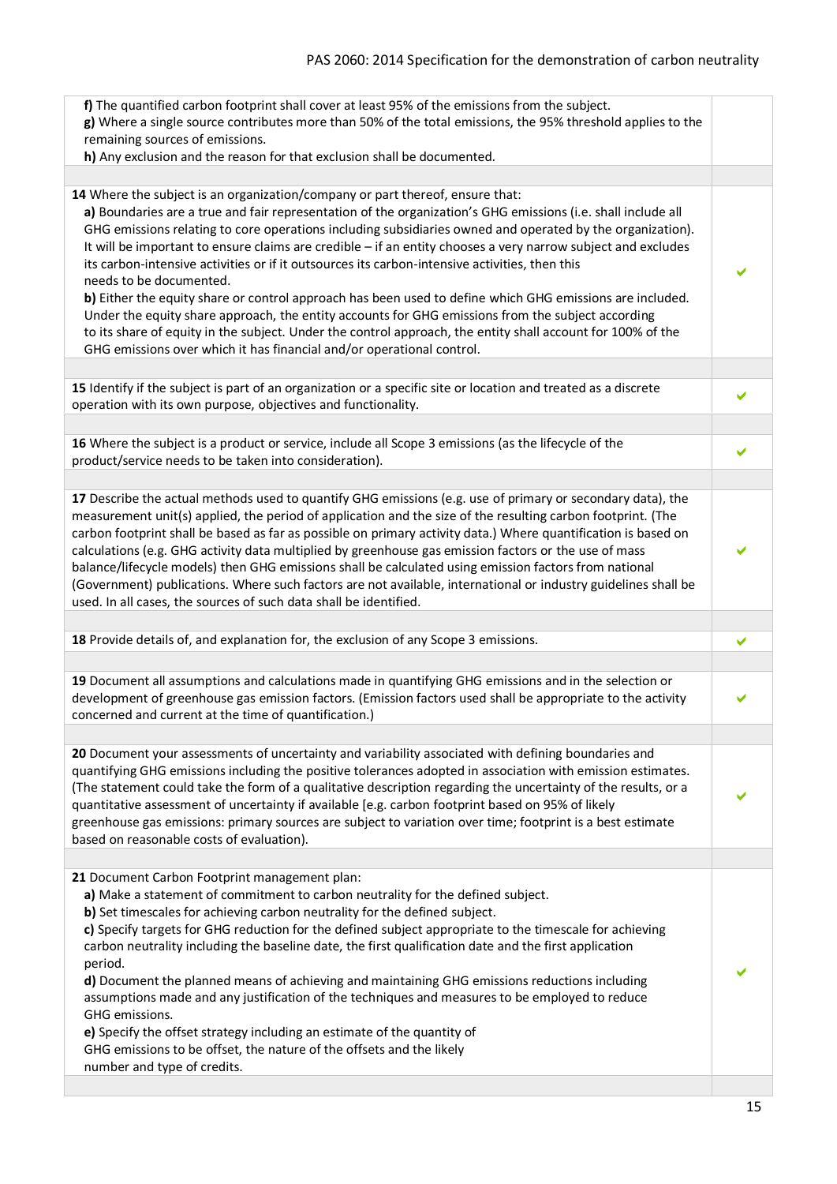| | |
|---|---|
| **f)** The quantified carbon footprint shall cover at least 95% of the emissions from the subject.<br>**g)** Where a single source contributes more than 50% of the total emissions, the 95% threshold applies to the remaining sources of emissions.<br>**h)** Any exclusion and the reason for that exclusion shall be documented. | |
| | |
| **14** Where the subject is an organization/company or part thereof, ensure that:<br>**a)** Boundaries are a true and fair representation of the organization's GHG emissions (i.e. shall include all GHG emissions relating to core operations including subsidiaries owned and operated by the organization). It will be important to ensure claims are credible – if an entity chooses a very narrow subject and excludes its carbon-intensive activities or if it outsources its carbon-intensive activities, then this needs to be documented.<br>**b)** Either the equity share or control approach has been used to define which GHG emissions are included. Under the equity share approach, the entity accounts for GHG emissions from the subject according to its share of equity in the subject. Under the control approach, the entity shall account for 100% of the GHG emissions over which it has financial and/or operational control. | ✔ |
| | |
| **15** Identify if the subject is part of an organization or a specific site or location and treated as a discrete operation with its own purpose, objectives and functionality. | ✔ |
| | |
| **16** Where the subject is a product or service, include all Scope 3 emissions (as the lifecycle of the product/service needs to be taken into consideration). | ✔ |
| | |
| **17** Describe the actual methods used to quantify GHG emissions (e.g. use of primary or secondary data), the measurement unit(s) applied, the period of application and the size of the resulting carbon footprint. (The carbon footprint shall be based as far as possible on primary activity data.) Where quantification is based on calculations (e.g. GHG activity data multiplied by greenhouse gas emission factors or the use of mass balance/lifecycle models) then GHG emissions shall be calculated using emission factors from national (Government) publications. Where such factors are not available, international or industry guidelines shall be used. In all cases, the sources of such data shall be identified. | ✔ |
| | |
| **18** Provide details of, and explanation for, the exclusion of any Scope 3 emissions. | ✔ |
| | |
| **19** Document all assumptions and calculations made in quantifying GHG emissions and in the selection or development of greenhouse gas emission factors. (Emission factors used shall be appropriate to the activity concerned and current at the time of quantification.) | ✔ |
| | |
| **20** Document your assessments of uncertainty and variability associated with defining boundaries and quantifying GHG emissions including the positive tolerances adopted in association with emission estimates. (The statement could take the form of a qualitative description regarding the uncertainty of the results, or a quantitative assessment of uncertainty if available [e.g. carbon footprint based on 95% of likely greenhouse gas emissions: primary sources are subject to variation over time; footprint is a best estimate based on reasonable costs of evaluation). | ✔ |
| | |
| **21** Document Carbon Footprint management plan:<br>**a)** Make a statement of commitment to carbon neutrality for the defined subject.<br>**b)** Set timescales for achieving carbon neutrality for the defined subject.<br>**c)** Specify targets for GHG reduction for the defined subject appropriate to the timescale for achieving carbon neutrality including the baseline date, the first qualification date and the first application period.<br>**d)** Document the planned means of achieving and maintaining GHG emissions reductions including assumptions made and any justification of the techniques and measures to be employed to reduce GHG emissions.<br>**e)** Specify the offset strategy including an estimate of the quantity of GHG emissions to be offset, the nature of the offsets and the likely number and type of credits. | ✔ |
| | |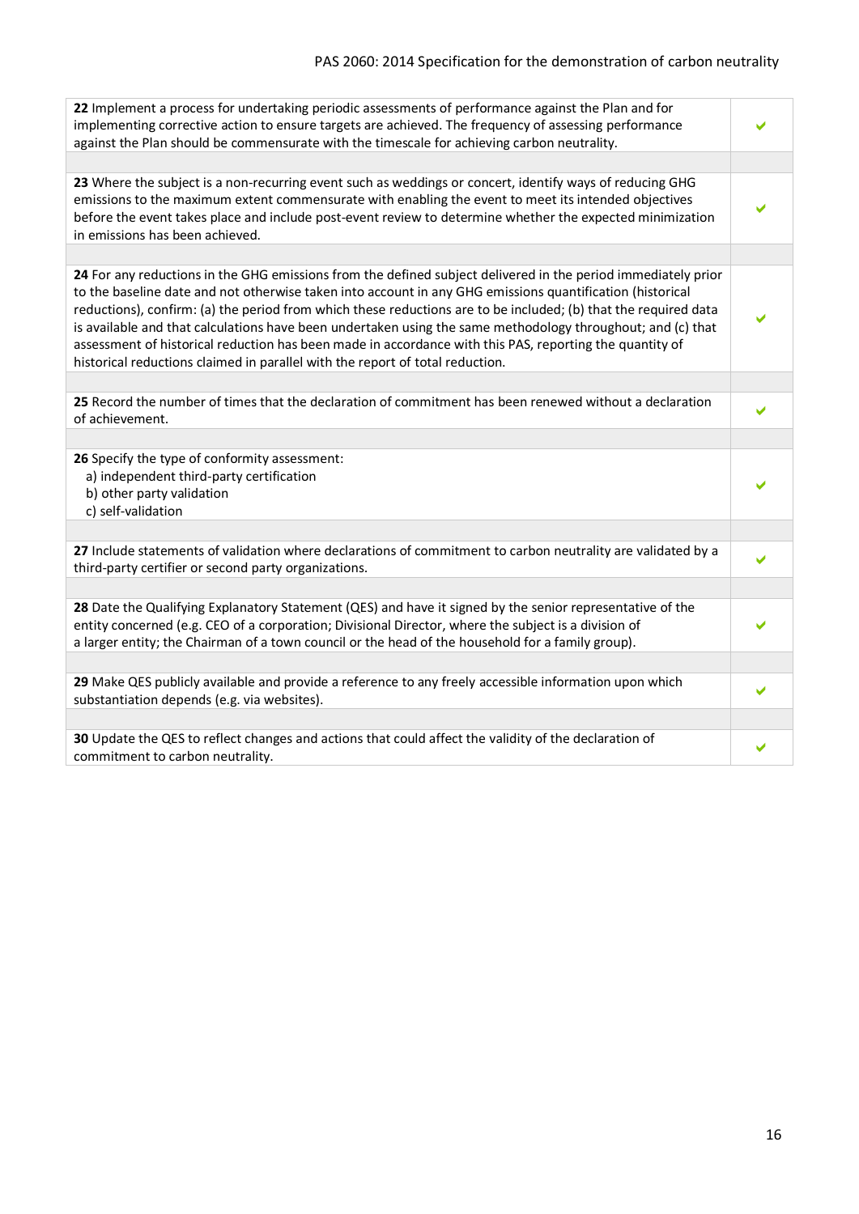| | |
|---|---|
| **22** Implement a process for undertaking periodic assessments of performance against the Plan and for implementing corrective action to ensure targets are achieved. The frequency of assessing performance against the Plan should be commensurate with the timescale for achieving carbon neutrality. | ✔ |
| | |
| **23** Where the subject is a non-recurring event such as weddings or concert, identify ways of reducing GHG emissions to the maximum extent commensurate with enabling the event to meet its intended objectives before the event takes place and include post-event review to determine whether the expected minimization in emissions has been achieved. | ✔ |
| | |
| **24** For any reductions in the GHG emissions from the defined subject delivered in the period immediately prior to the baseline date and not otherwise taken into account in any GHG emissions quantification (historical reductions), confirm: (a) the period from which these reductions are to be included; (b) that the required data is available and that calculations have been undertaken using the same methodology throughout; and (c) that assessment of historical reduction has been made in accordance with this PAS, reporting the quantity of historical reductions claimed in parallel with the report of total reduction. | ✔ |
| | |
| **25** Record the number of times that the declaration of commitment has been renewed without a declaration of achievement. | ✔ |
| | |
| **26** Specify the type of conformity assessment:<br>a) independent third-party certification<br>b) other party validation<br>c) self-validation | ✔ |
| | |
| **27** Include statements of validation where declarations of commitment to carbon neutrality are validated by a third-party certifier or second party organizations. | ✔ |
| | |
| **28** Date the Qualifying Explanatory Statement (QES) and have it signed by the senior representative of the entity concerned (e.g. CEO of a corporation; Divisional Director, where the subject is a division of a larger entity; the Chairman of a town council or the head of the household for a family group). | ✔ |
| | |
| **29** Make QES publicly available and provide a reference to any freely accessible information upon which substantiation depends (e.g. via websites). | ✔ |
| | |
| **30** Update the QES to reflect changes and actions that could affect the validity of the declaration of commitment to carbon neutrality. | ✔ |